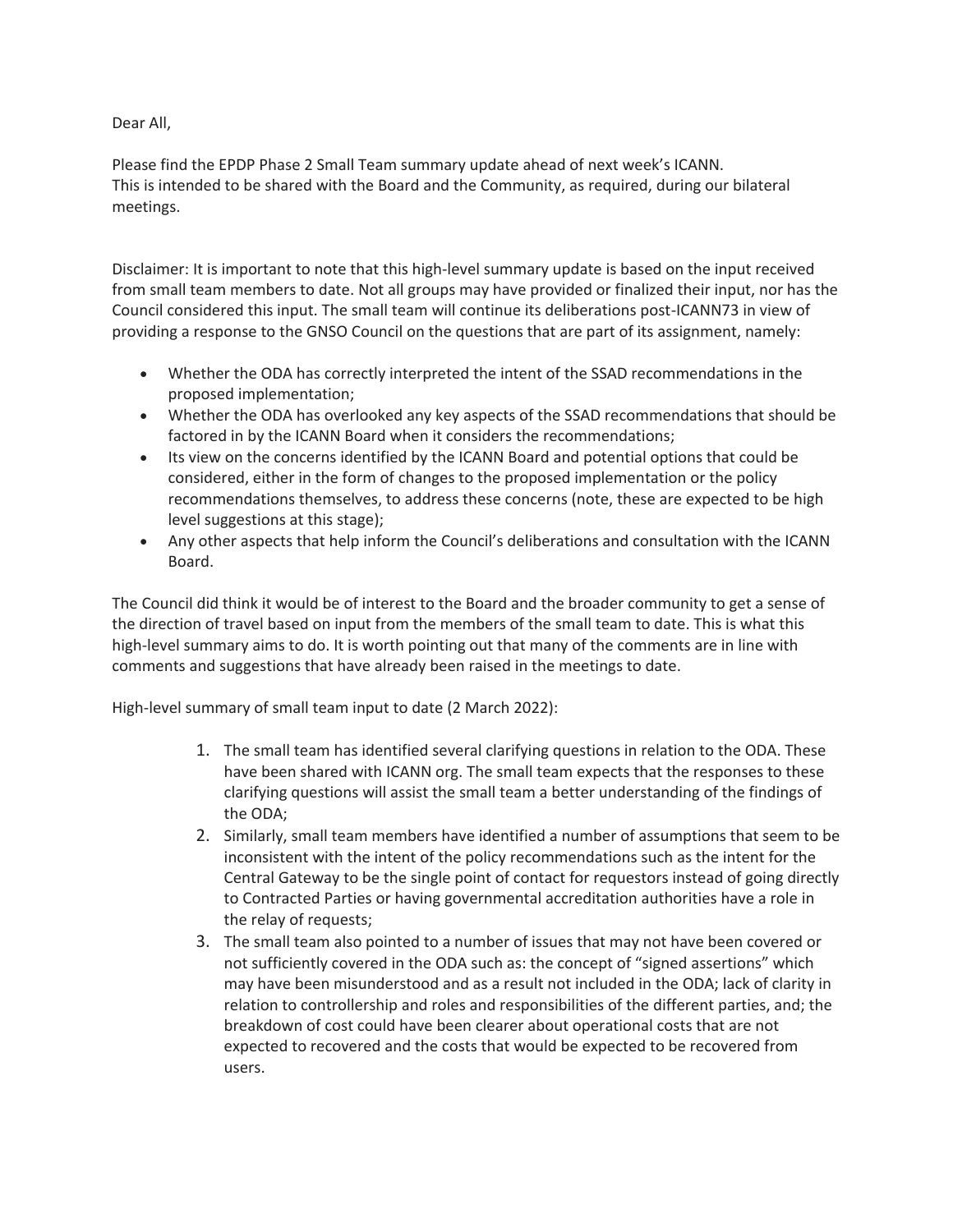Dear All,

Please find the EPDP Phase 2 Small Team summary update ahead of next week's ICANN.
This is intended to be shared with the Board and the Community, as required, during our bilateral meetings.

Disclaimer: It is important to note that this high-level summary update is based on the input received from small team members to date. Not all groups may have provided or finalized their input, nor has the Council considered this input. The small team will continue its deliberations post-ICANN73 in view of providing a response to the GNSO Council on the questions that are part of its assignment, namely:

- Whether the ODA has correctly interpreted the intent of the SSAD recommendations in the proposed implementation;
- Whether the ODA has overlooked any key aspects of the SSAD recommendations that should be factored in by the ICANN Board when it considers the recommendations;
- Its view on the concerns identified by the ICANN Board and potential options that could be considered, either in the form of changes to the proposed implementation or the policy recommendations themselves, to address these concerns (note, these are expected to be high level suggestions at this stage);
- Any other aspects that help inform the Council's deliberations and consultation with the ICANN Board.

The Council did think it would be of interest to the Board and the broader community to get a sense of the direction of travel based on input from the members of the small team to date. This is what this high-level summary aims to do. It is worth pointing out that many of the comments are in line with comments and suggestions that have already been raised in the meetings to date.

High-level summary of small team input to date (2 March 2022):

1. The small team has identified several clarifying questions in relation to the ODA. These have been shared with ICANN org. The small team expects that the responses to these clarifying questions will assist the small team a better understanding of the findings of the ODA;
2. Similarly, small team members have identified a number of assumptions that seem to be inconsistent with the intent of the policy recommendations such as the intent for the Central Gateway to be the single point of contact for requestors instead of going directly to Contracted Parties or having governmental accreditation authorities have a role in the relay of requests;
3. The small team also pointed to a number of issues that may not have been covered or not sufficiently covered in the ODA such as: the concept of "signed assertions" which may have been misunderstood and as a result not included in the ODA; lack of clarity in relation to controllership and roles and responsibilities of the different parties, and; the breakdown of cost could have been clearer about operational costs that are not expected to recovered and the costs that would be expected to be recovered from users.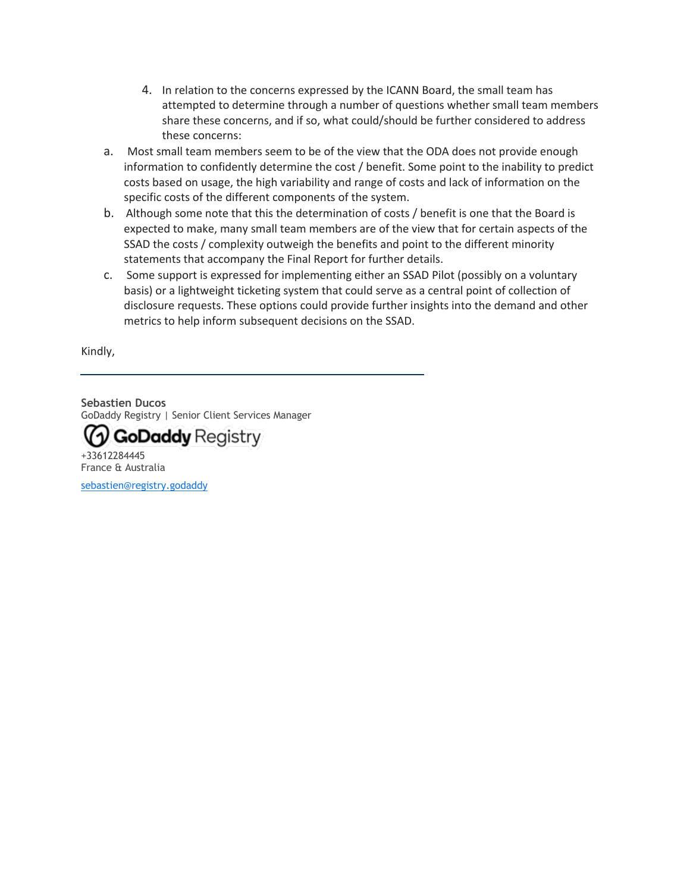4. In relation to the concerns expressed by the ICANN Board, the small team has attempted to determine through a number of questions whether small team members share these concerns, and if so, what could/should be further considered to address these concerns:

a. Most small team members seem to be of the view that the ODA does not provide enough information to confidently determine the cost / benefit. Some point to the inability to predict costs based on usage, the high variability and range of costs and lack of information on the specific costs of the different components of the system.

b. Although some note that this the determination of costs / benefit is one that the Board is expected to make, many small team members are of the view that for certain aspects of the SSAD the costs / complexity outweigh the benefits and point to the different minority statements that accompany the Final Report for further details.

c. Some support is expressed for implementing either an SSAD Pilot (possibly on a voluntary basis) or a lightweight ticketing system that could serve as a central point of collection of disclosure requests. These options could provide further insights into the demand and other metrics to help inform subsequent decisions on the SSAD.

Kindly,

---

**Sebastien Ducos**
GoDaddy Registry | Senior Client Services Manager
GoDaddy Registry
+33612284445
France & Australia
sebastien@registry.godaddy